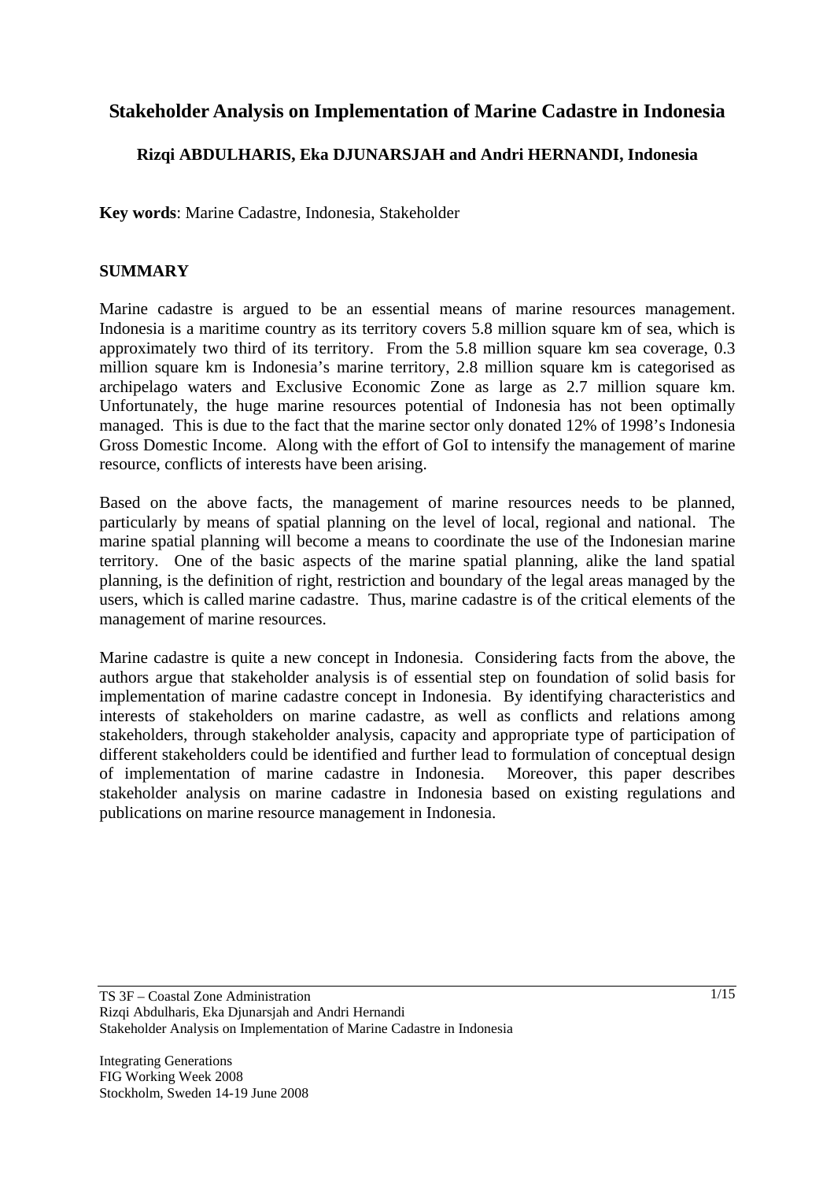# Stakeholder Analysis on Implementation of Marine Cadastre in Indonesia

**Rizqi ABDULHARIS, Eka DJUNARSJAH and Andri HERNANDI, Indonesia**

**Key words**: Marine Cadastre, Indonesia, Stakeholder

## SUMMARY

Marine cadastre is argued to be an essential means of marine resources management. Indonesia is a maritime country as its territory covers 5.8 million square km of sea, which is approximately two third of its territory. From the 5.8 million square km sea coverage, 0.3 million square km is Indonesia's marine territory, 2.8 million square km is categorised as archipelago waters and Exclusive Economic Zone as large as 2.7 million square km. Unfortunately, the huge marine resources potential of Indonesia has not been optimally managed. This is due to the fact that the marine sector only donated 12% of 1998's Indonesia Gross Domestic Income. Along with the effort of GoI to intensify the management of marine resource, conflicts of interests have been arising.

Based on the above facts, the management of marine resources needs to be planned, particularly by means of spatial planning on the level of local, regional and national. The marine spatial planning will become a means to coordinate the use of the Indonesian marine territory. One of the basic aspects of the marine spatial planning, alike the land spatial planning, is the definition of right, restriction and boundary of the legal areas managed by the users, which is called marine cadastre. Thus, marine cadastre is of the critical elements of the management of marine resources.

Marine cadastre is quite a new concept in Indonesia. Considering facts from the above, the authors argue that stakeholder analysis is of essential step on foundation of solid basis for implementation of marine cadastre concept in Indonesia. By identifying characteristics and interests of stakeholders on marine cadastre, as well as conflicts and relations among stakeholders, through stakeholder analysis, capacity and appropriate type of participation of different stakeholders could be identified and further lead to formulation of conceptual design of implementation of marine cadastre in Indonesia. Moreover, this paper describes stakeholder analysis on marine cadastre in Indonesia based on existing regulations and publications on marine resource management in Indonesia.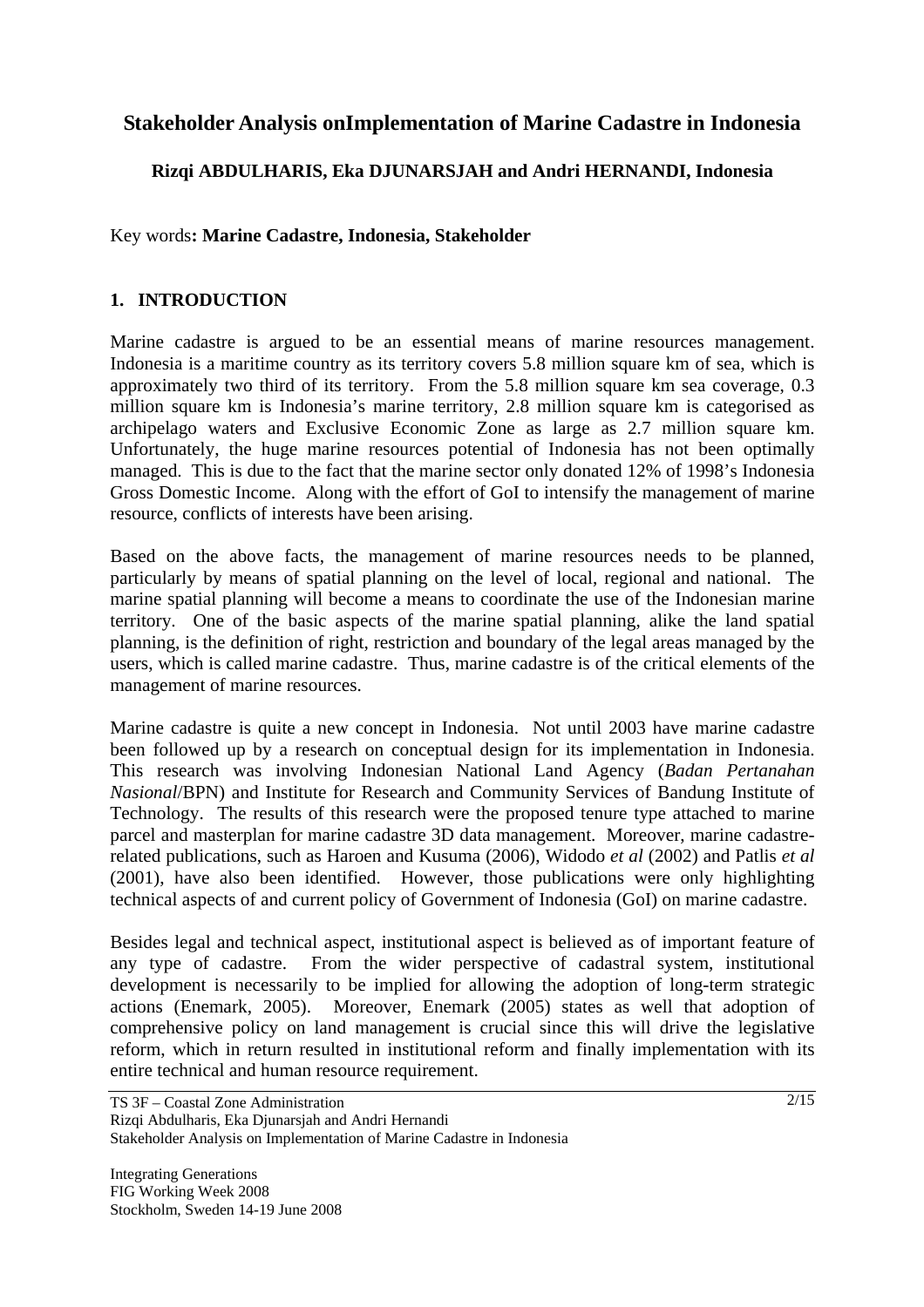# Stakeholder Analysis onImplementation of Marine Cadastre in Indonesia

**Rizqi ABDULHARIS, Eka DJUNARSJAH and Andri HERNANDI, Indonesia**

Key words**: Marine Cadastre, Indonesia, Stakeholder**

## 1. INTRODUCTION

Marine cadastre is argued to be an essential means of marine resources management. Indonesia is a maritime country as its territory covers 5.8 million square km of sea, which is approximately two third of its territory. From the 5.8 million square km sea coverage, 0.3 million square km is Indonesia's marine territory, 2.8 million square km is categorised as archipelago waters and Exclusive Economic Zone as large as 2.7 million square km. Unfortunately, the huge marine resources potential of Indonesia has not been optimally managed. This is due to the fact that the marine sector only donated 12% of 1998's Indonesia Gross Domestic Income. Along with the effort of GoI to intensify the management of marine resource, conflicts of interests have been arising.

Based on the above facts, the management of marine resources needs to be planned, particularly by means of spatial planning on the level of local, regional and national. The marine spatial planning will become a means to coordinate the use of the Indonesian marine territory. One of the basic aspects of the marine spatial planning, alike the land spatial planning, is the definition of right, restriction and boundary of the legal areas managed by the users, which is called marine cadastre. Thus, marine cadastre is of the critical elements of the management of marine resources.

Marine cadastre is quite a new concept in Indonesia. Not until 2003 have marine cadastre been followed up by a research on conceptual design for its implementation in Indonesia. This research was involving Indonesian National Land Agency (*Badan Pertanahan Nasional*/BPN) and Institute for Research and Community Services of Bandung Institute of Technology. The results of this research were the proposed tenure type attached to marine parcel and masterplan for marine cadastre 3D data management. Moreover, marine cadastre-related publications, such as Haroen and Kusuma (2006), Widodo *et al* (2002) and Patlis *et al* (2001), have also been identified. However, those publications were only highlighting technical aspects of and current policy of Government of Indonesia (GoI) on marine cadastre.

Besides legal and technical aspect, institutional aspect is believed as of important feature of any type of cadastre. From the wider perspective of cadastral system, institutional development is necessarily to be implied for allowing the adoption of long-term strategic actions (Enemark, 2005). Moreover, Enemark (2005) states as well that adoption of comprehensive policy on land management is crucial since this will drive the legislative reform, which in return resulted in institutional reform and finally implementation with its entire technical and human resource requirement.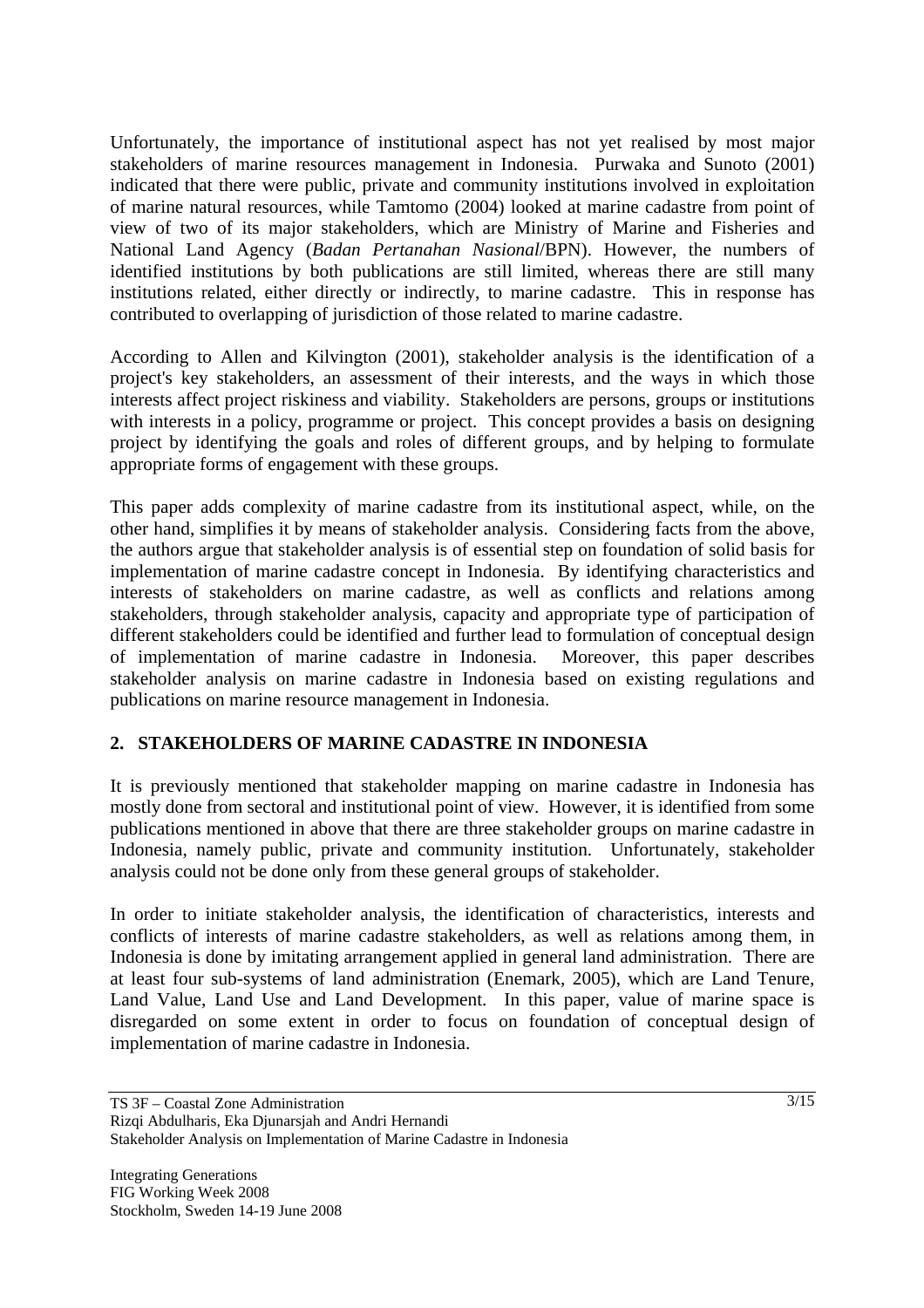Unfortunately, the importance of institutional aspect has not yet realised by most major stakeholders of marine resources management in Indonesia. Purwaka and Sunoto (2001) indicated that there were public, private and community institutions involved in exploitation of marine natural resources, while Tamtomo (2004) looked at marine cadastre from point of view of two of its major stakeholders, which are Ministry of Marine and Fisheries and National Land Agency (*Badan Pertanahan Nasional*/BPN). However, the numbers of identified institutions by both publications are still limited, whereas there are still many institutions related, either directly or indirectly, to marine cadastre. This in response has contributed to overlapping of jurisdiction of those related to marine cadastre.

According to Allen and Kilvington (2001), stakeholder analysis is the identification of a project's key stakeholders, an assessment of their interests, and the ways in which those interests affect project riskiness and viability. Stakeholders are persons, groups or institutions with interests in a policy, programme or project. This concept provides a basis on designing project by identifying the goals and roles of different groups, and by helping to formulate appropriate forms of engagement with these groups.

This paper adds complexity of marine cadastre from its institutional aspect, while, on the other hand, simplifies it by means of stakeholder analysis. Considering facts from the above, the authors argue that stakeholder analysis is of essential step on foundation of solid basis for implementation of marine cadastre concept in Indonesia. By identifying characteristics and interests of stakeholders on marine cadastre, as well as conflicts and relations among stakeholders, through stakeholder analysis, capacity and appropriate type of participation of different stakeholders could be identified and further lead to formulation of conceptual design of implementation of marine cadastre in Indonesia. Moreover, this paper describes stakeholder analysis on marine cadastre in Indonesia based on existing regulations and publications on marine resource management in Indonesia.

## 2. STAKEHOLDERS OF MARINE CADASTRE IN INDONESIA

It is previously mentioned that stakeholder mapping on marine cadastre in Indonesia has mostly done from sectoral and institutional point of view. However, it is identified from some publications mentioned in above that there are three stakeholder groups on marine cadastre in Indonesia, namely public, private and community institution. Unfortunately, stakeholder analysis could not be done only from these general groups of stakeholder.

In order to initiate stakeholder analysis, the identification of characteristics, interests and conflicts of interests of marine cadastre stakeholders, as well as relations among them, in Indonesia is done by imitating arrangement applied in general land administration. There are at least four sub-systems of land administration (Enemark, 2005), which are Land Tenure, Land Value, Land Use and Land Development. In this paper, value of marine space is disregarded on some extent in order to focus on foundation of conceptual design of implementation of marine cadastre in Indonesia.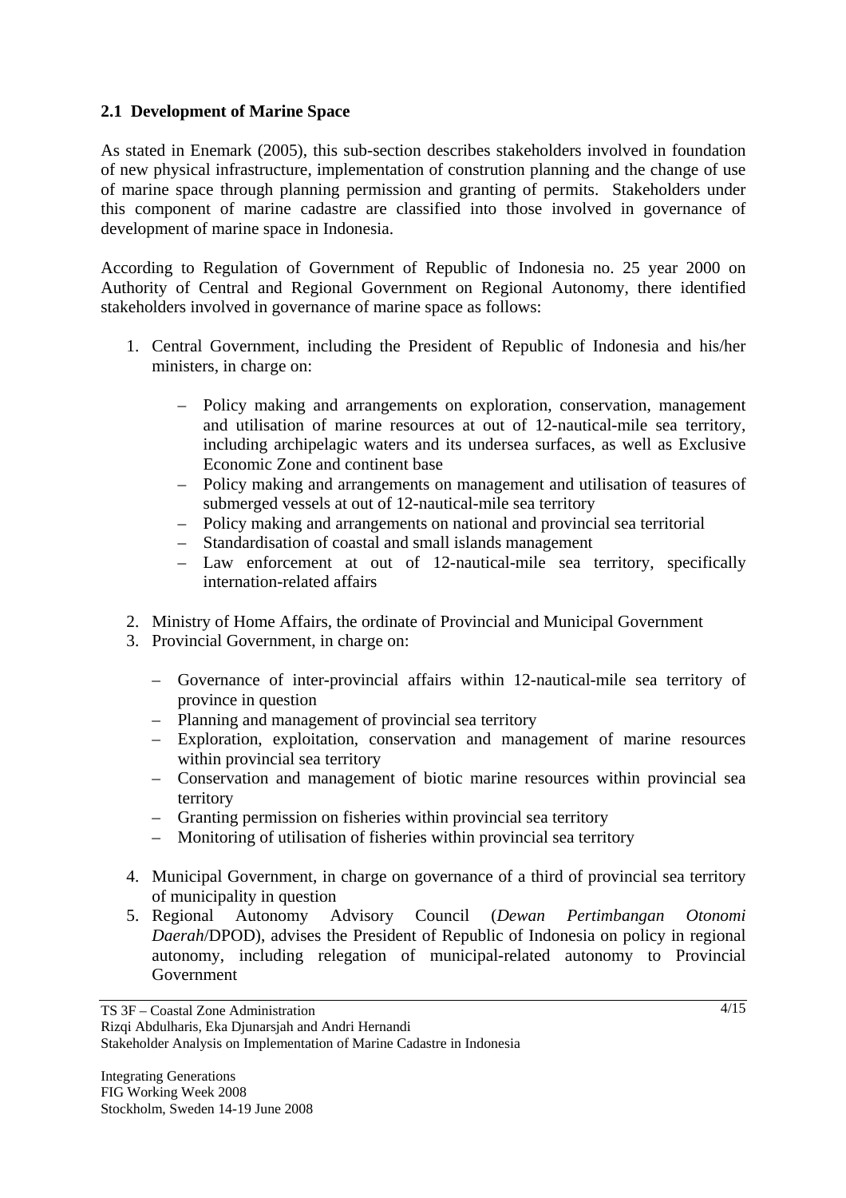## 2.1 Development of Marine Space

As stated in Enemark (2005), this sub-section describes stakeholders involved in foundation of new physical infrastructure, implementation of constrution planning and the change of use of marine space through planning permission and granting of permits. Stakeholders under this component of marine cadastre are classified into those involved in governance of development of marine space in Indonesia.

According to Regulation of Government of Republic of Indonesia no. 25 year 2000 on Authority of Central and Regional Government on Regional Autonomy, there identified stakeholders involved in governance of marine space as follows:

1. Central Government, including the President of Republic of Indonesia and his/her ministers, in charge on:

   – Policy making and arrangements on exploration, conservation, management and utilisation of marine resources at out of 12-nautical-mile sea territory, including archipelagic waters and its undersea surfaces, as well as Exclusive Economic Zone and continent base
   – Policy making and arrangements on management and utilisation of teasures of submerged vessels at out of 12-nautical-mile sea territory
   – Policy making and arrangements on national and provincial sea territorial
   – Standardisation of coastal and small islands management
   – Law enforcement at out of 12-nautical-mile sea territory, specifically internation-related affairs

2. Ministry of Home Affairs, the ordinate of Provincial and Municipal Government
3. Provincial Government, in charge on:

   – Governance of inter-provincial affairs within 12-nautical-mile sea territory of province in question
   – Planning and management of provincial sea territory
   – Exploration, exploitation, conservation and management of marine resources within provincial sea territory
   – Conservation and management of biotic marine resources within provincial sea territory
   – Granting permission on fisheries within provincial sea territory
   – Monitoring of utilisation of fisheries within provincial sea territory

4. Municipal Government, in charge on governance of a third of provincial sea territory of municipality in question
5. Regional Autonomy Advisory Council (*Dewan Pertimbangan Otonomi Daerah*/DPOD), advises the President of Republic of Indonesia on policy in regional autonomy, including relegation of municipal-related autonomy to Provincial Government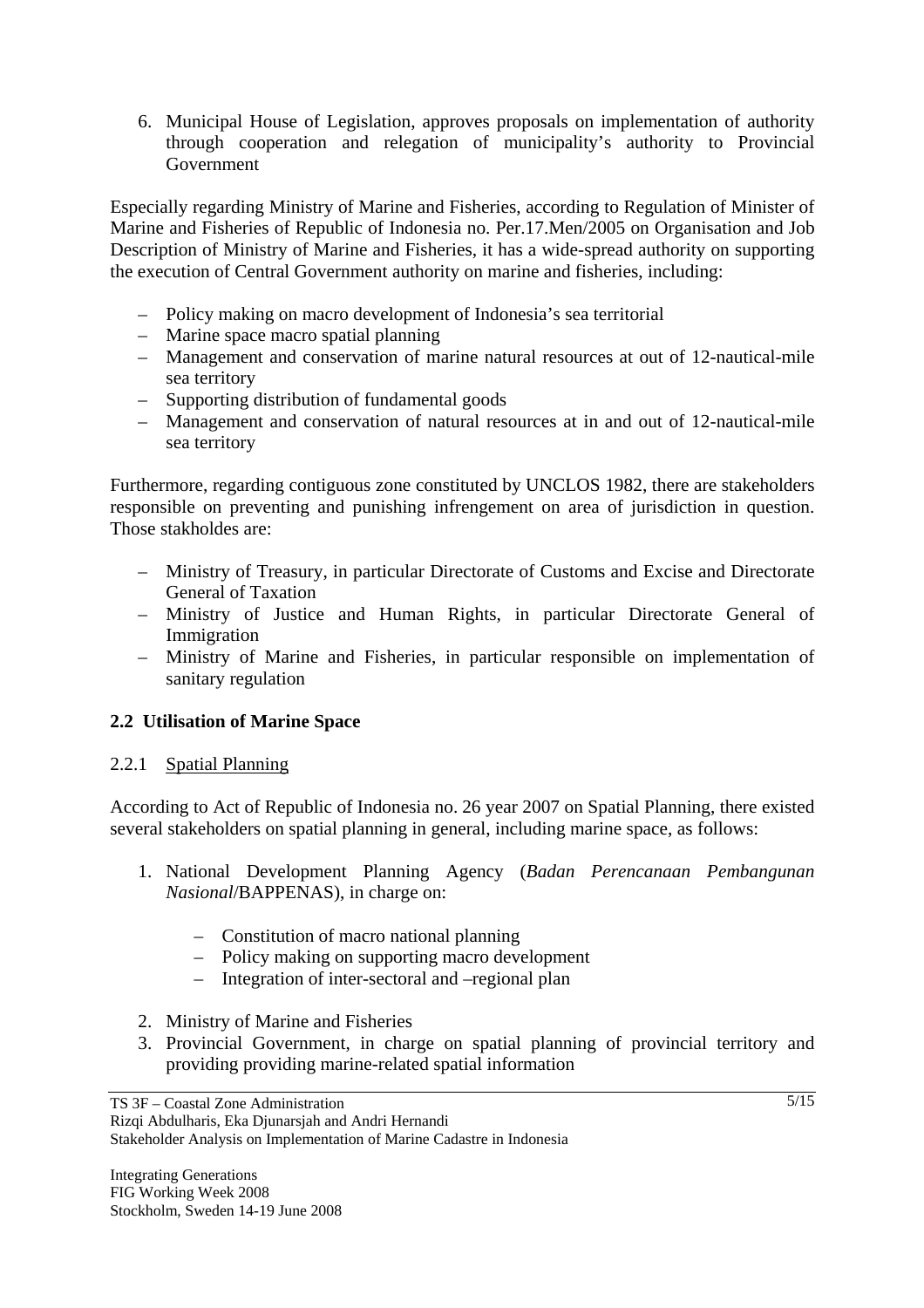6. Municipal House of Legislation, approves proposals on implementation of authority through cooperation and relegation of municipality's authority to Provincial Government

Especially regarding Ministry of Marine and Fisheries, according to Regulation of Minister of Marine and Fisheries of Republic of Indonesia no. Per.17.Men/2005 on Organisation and Job Description of Ministry of Marine and Fisheries, it has a wide-spread authority on supporting the execution of Central Government authority on marine and fisheries, including:

- Policy making on macro development of Indonesia's sea territorial
- Marine space macro spatial planning
- Management and conservation of marine natural resources at out of 12-nautical-mile sea territory
- Supporting distribution of fundamental goods
- Management and conservation of natural resources at in and out of 12-nautical-mile sea territory

Furthermore, regarding contiguous zone constituted by UNCLOS 1982, there are stakeholders responsible on preventing and punishing infrengement on area of jurisdiction in question. Those stakholdes are:

- Ministry of Treasury, in particular Directorate of Customs and Excise and Directorate General of Taxation
- Ministry of Justice and Human Rights, in particular Directorate General of Immigration
- Ministry of Marine and Fisheries, in particular responsible on implementation of sanitary regulation

## 2.2 Utilisation of Marine Space

### 2.2.1 Spatial Planning

According to Act of Republic of Indonesia no. 26 year 2007 on Spatial Planning, there existed several stakeholders on spatial planning in general, including marine space, as follows:

1. National Development Planning Agency (*Badan Perencanaan Pembangunan Nasional*/BAPPENAS), in charge on:
   - Constitution of macro national planning
   - Policy making on supporting macro development
   - Integration of inter-sectoral and –regional plan
2. Ministry of Marine and Fisheries
3. Provincial Government, in charge on spatial planning of provincial territory and providing providing marine-related spatial information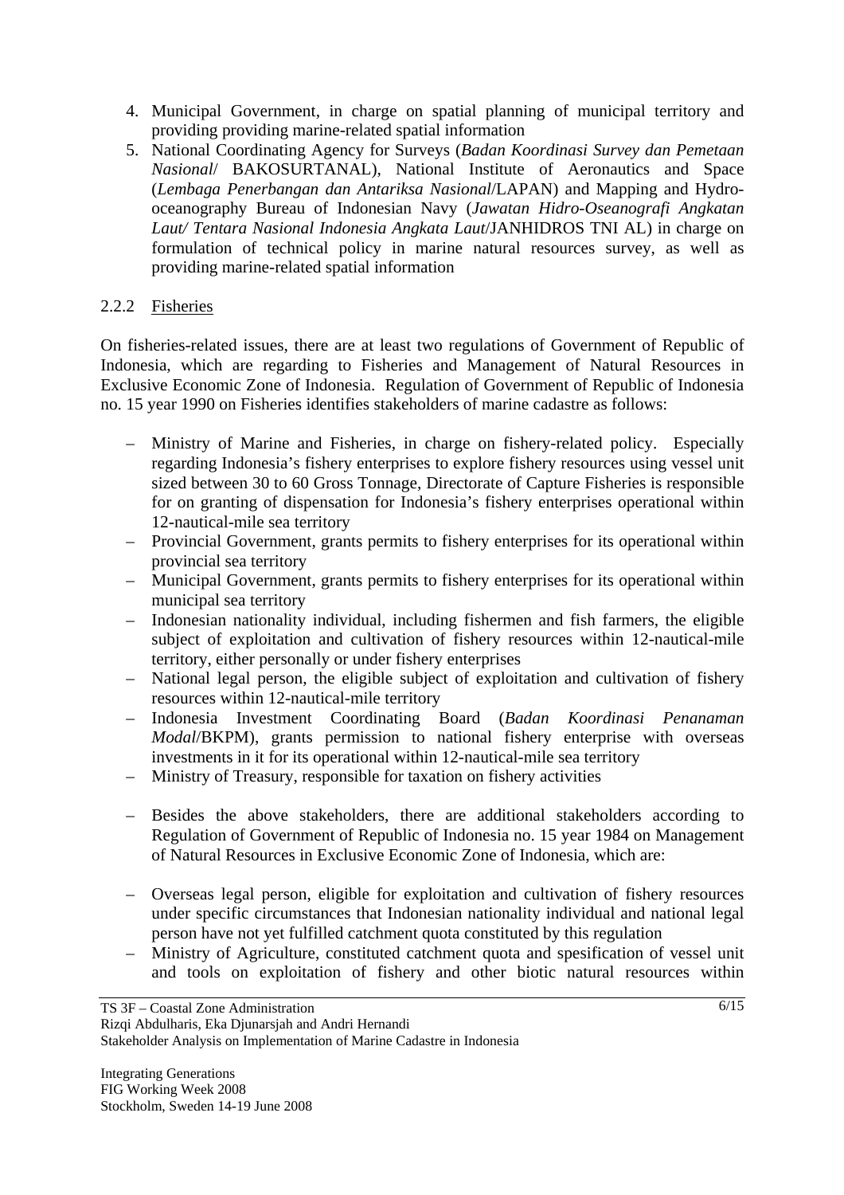4. Municipal Government, in charge on spatial planning of municipal territory and providing providing marine-related spatial information
5. National Coordinating Agency for Surveys (*Badan Koordinasi Survey dan Pemetaan Nasional*/ BAKOSURTANAL), National Institute of Aeronautics and Space (*Lembaga Penerbangan dan Antariksa Nasional*/LAPAN) and Mapping and Hydro-oceanography Bureau of Indonesian Navy (*Jawatan Hidro-Oseanografi Angkatan Laut/ Tentara Nasional Indonesia Angkata Laut*/JANHIDROS TNI AL) in charge on formulation of technical policy in marine natural resources survey, as well as providing marine-related spatial information

### 2.2.2 Fisheries

On fisheries-related issues, there are at least two regulations of Government of Republic of Indonesia, which are regarding to Fisheries and Management of Natural Resources in Exclusive Economic Zone of Indonesia. Regulation of Government of Republic of Indonesia no. 15 year 1990 on Fisheries identifies stakeholders of marine cadastre as follows:

– Ministry of Marine and Fisheries, in charge on fishery-related policy. Especially regarding Indonesia's fishery enterprises to explore fishery resources using vessel unit sized between 30 to 60 Gross Tonnage, Directorate of Capture Fisheries is responsible for on granting of dispensation for Indonesia's fishery enterprises operational within 12-nautical-mile sea territory
– Provincial Government, grants permits to fishery enterprises for its operational within provincial sea territory
– Municipal Government, grants permits to fishery enterprises for its operational within municipal sea territory
– Indonesian nationality individual, including fishermen and fish farmers, the eligible subject of exploitation and cultivation of fishery resources within 12-nautical-mile territory, either personally or under fishery enterprises
– National legal person, the eligible subject of exploitation and cultivation of fishery resources within 12-nautical-mile territory
– Indonesia Investment Coordinating Board (*Badan Koordinasi Penanaman Modal*/BKPM), grants permission to national fishery enterprise with overseas investments in it for its operational within 12-nautical-mile sea territory
– Ministry of Treasury, responsible for taxation on fishery activities

– Besides the above stakeholders, there are additional stakeholders according to Regulation of Government of Republic of Indonesia no. 15 year 1984 on Management of Natural Resources in Exclusive Economic Zone of Indonesia, which are:

– Overseas legal person, eligible for exploitation and cultivation of fishery resources under specific circumstances that Indonesian nationality individual and national legal person have not yet fulfilled catchment quota constituted by this regulation
– Ministry of Agriculture, constituted catchment quota and spesification of vessel unit and tools on exploitation of fishery and other biotic natural resources within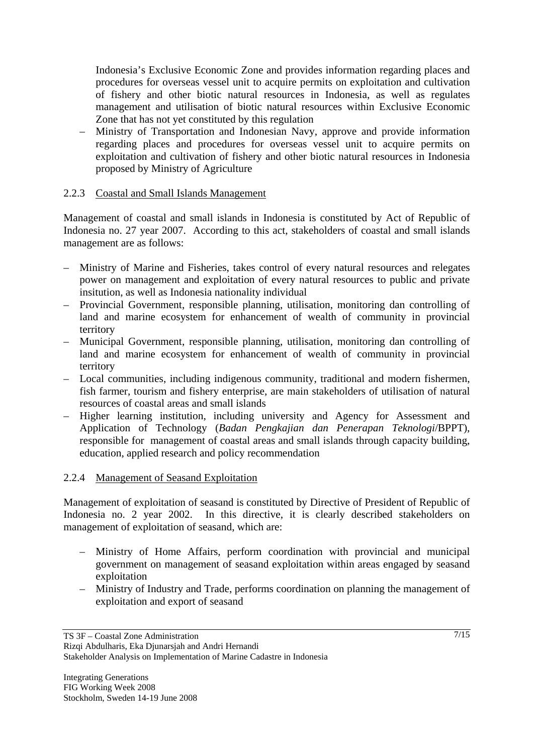Indonesia's Exclusive Economic Zone and provides information regarding places and procedures for overseas vessel unit to acquire permits on exploitation and cultivation of fishery and other biotic natural resources in Indonesia, as well as regulates management and utilisation of biotic natural resources within Exclusive Economic Zone that has not yet constituted by this regulation

– Ministry of Transportation and Indonesian Navy, approve and provide information regarding places and procedures for overseas vessel unit to acquire permits on exploitation and cultivation of fishery and other biotic natural resources in Indonesia proposed by Ministry of Agriculture

### 2.2.3 Coastal and Small Islands Management

Management of coastal and small islands in Indonesia is constituted by Act of Republic of Indonesia no. 27 year 2007. According to this act, stakeholders of coastal and small islands management are as follows:

– Ministry of Marine and Fisheries, takes control of every natural resources and relegates power on management and exploitation of every natural resources to public and private insitution, as well as Indonesia nationality individual
– Provincial Government, responsible planning, utilisation, monitoring dan controlling of land and marine ecosystem for enhancement of wealth of community in provincial territory
– Municipal Government, responsible planning, utilisation, monitoring dan controlling of land and marine ecosystem for enhancement of wealth of community in provincial territory
– Local communities, including indigenous community, traditional and modern fishermen, fish farmer, tourism and fishery enterprise, are main stakeholders of utilisation of natural resources of coastal areas and small islands
– Higher learning institution, including university and Agency for Assessment and Application of Technology (*Badan Pengkajian dan Penerapan Teknologi*/BPPT), responsible for management of coastal areas and small islands through capacity building, education, applied research and policy recommendation

### 2.2.4 Management of Seasand Exploitation

Management of exploitation of seasand is constituted by Directive of President of Republic of Indonesia no. 2 year 2002. In this directive, it is clearly described stakeholders on management of exploitation of seasand, which are:

– Ministry of Home Affairs, perform coordination with provincial and municipal government on management of seasand exploitation within areas engaged by seasand exploitation
– Ministry of Industry and Trade, performs coordination on planning the management of exploitation and export of seasand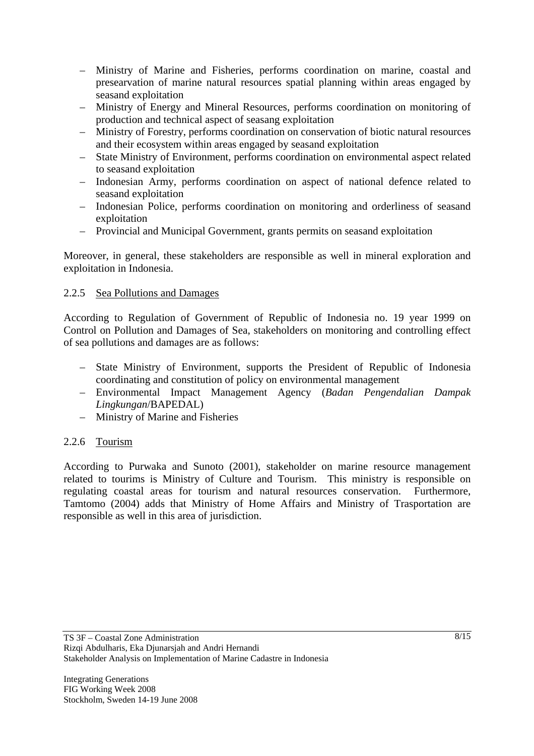- Ministry of Marine and Fisheries, performs coordination on marine, coastal and presearvation of marine natural resources spatial planning within areas engaged by seasand exploitation
- Ministry of Energy and Mineral Resources, performs coordination on monitoring of production and technical aspect of seasang exploitation
- Ministry of Forestry, performs coordination on conservation of biotic natural resources and their ecosystem within areas engaged by seasand exploitation
- State Ministry of Environment, performs coordination on environmental aspect related to seasand exploitation
- Indonesian Army, performs coordination on aspect of national defence related to seasand exploitation
- Indonesian Police, performs coordination on monitoring and orderliness of seasand exploitation
- Provincial and Municipal Government, grants permits on seasand exploitation

Moreover, in general, these stakeholders are responsible as well in mineral exploration and exploitation in Indonesia.

### 2.2.5 Sea Pollutions and Damages

According to Regulation of Government of Republic of Indonesia no. 19 year 1999 on Control on Pollution and Damages of Sea, stakeholders on monitoring and controlling effect of sea pollutions and damages are as follows:

- State Ministry of Environment, supports the President of Republic of Indonesia coordinating and constitution of policy on environmental management
- Environmental Impact Management Agency (*Badan Pengendalian Dampak Lingkungan*/BAPEDAL)
- Ministry of Marine and Fisheries

### 2.2.6 Tourism

According to Purwaka and Sunoto (2001), stakeholder on marine resource management related to tourims is Ministry of Culture and Tourism. This ministry is responsible on regulating coastal areas for tourism and natural resources conservation. Furthermore, Tamtomo (2004) adds that Ministry of Home Affairs and Ministry of Trasportation are responsible as well in this area of jurisdiction.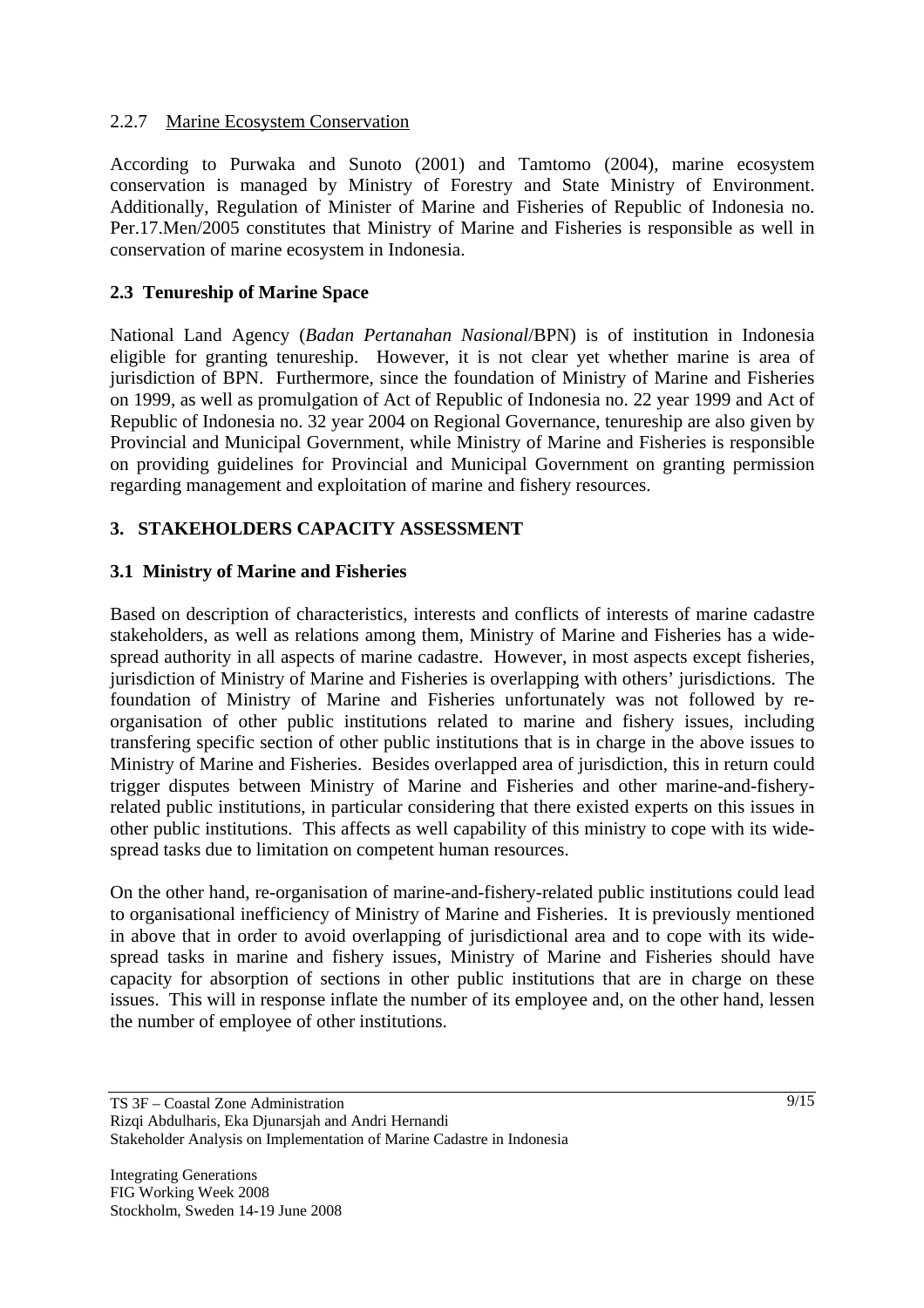#### 2.2.7 Marine Ecosystem Conservation

According to Purwaka and Sunoto (2001) and Tamtomo (2004), marine ecosystem conservation is managed by Ministry of Forestry and State Ministry of Environment. Additionally, Regulation of Minister of Marine and Fisheries of Republic of Indonesia no. Per.17.Men/2005 constitutes that Ministry of Marine and Fisheries is responsible as well in conservation of marine ecosystem in Indonesia.

### 2.3 Tenureship of Marine Space

National Land Agency (*Badan Pertanahan Nasional*/BPN) is of institution in Indonesia eligible for granting tenureship. However, it is not clear yet whether marine is area of jurisdiction of BPN. Furthermore, since the foundation of Ministry of Marine and Fisheries on 1999, as well as promulgation of Act of Republic of Indonesia no. 22 year 1999 and Act of Republic of Indonesia no. 32 year 2004 on Regional Governance, tenureship are also given by Provincial and Municipal Government, while Ministry of Marine and Fisheries is responsible on providing guidelines for Provincial and Municipal Government on granting permission regarding management and exploitation of marine and fishery resources.

## 3. STAKEHOLDERS CAPACITY ASSESSMENT

### 3.1 Ministry of Marine and Fisheries

Based on description of characteristics, interests and conflicts of interests of marine cadastre stakeholders, as well as relations among them, Ministry of Marine and Fisheries has a wide-spread authority in all aspects of marine cadastre. However, in most aspects except fisheries, jurisdiction of Ministry of Marine and Fisheries is overlapping with others' jurisdictions. The foundation of Ministry of Marine and Fisheries unfortunately was not followed by re-organisation of other public institutions related to marine and fishery issues, including transfering specific section of other public institutions that is in charge in the above issues to Ministry of Marine and Fisheries. Besides overlapped area of jurisdiction, this in return could trigger disputes between Ministry of Marine and Fisheries and other marine-and-fishery-related public institutions, in particular considering that there existed experts on this issues in other public institutions. This affects as well capability of this ministry to cope with its wide-spread tasks due to limitation on competent human resources.

On the other hand, re-organisation of marine-and-fishery-related public institutions could lead to organisational inefficiency of Ministry of Marine and Fisheries. It is previously mentioned in above that in order to avoid overlapping of jurisdictional area and to cope with its wide-spread tasks in marine and fishery issues, Ministry of Marine and Fisheries should have capacity for absorption of sections in other public institutions that are in charge on these issues. This will in response inflate the number of its employee and, on the other hand, lessen the number of employee of other institutions.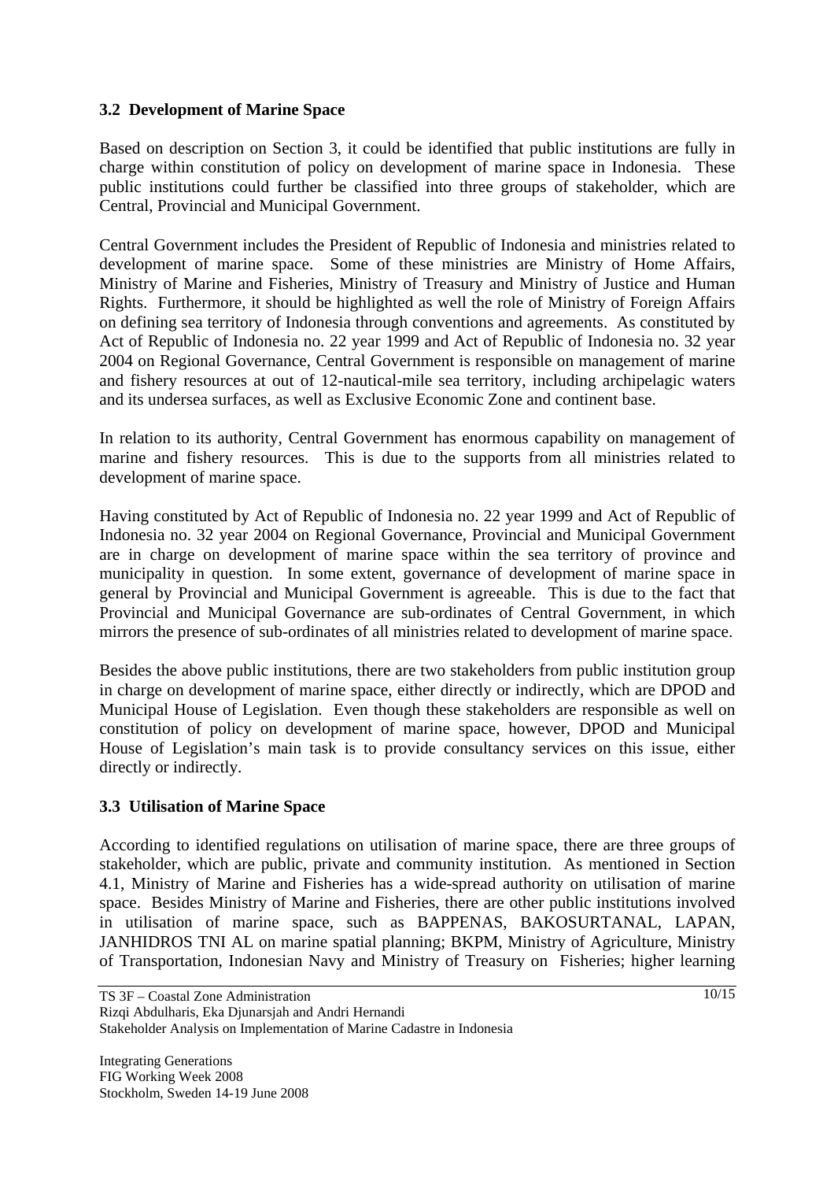### 3.2 Development of Marine Space

Based on description on Section 3, it could be identified that public institutions are fully in charge within constitution of policy on development of marine space in Indonesia. These public institutions could further be classified into three groups of stakeholder, which are Central, Provincial and Municipal Government.

Central Government includes the President of Republic of Indonesia and ministries related to development of marine space. Some of these ministries are Ministry of Home Affairs, Ministry of Marine and Fisheries, Ministry of Treasury and Ministry of Justice and Human Rights. Furthermore, it should be highlighted as well the role of Ministry of Foreign Affairs on defining sea territory of Indonesia through conventions and agreements. As constituted by Act of Republic of Indonesia no. 22 year 1999 and Act of Republic of Indonesia no. 32 year 2004 on Regional Governance, Central Government is responsible on management of marine and fishery resources at out of 12-nautical-mile sea territory, including archipelagic waters and its undersea surfaces, as well as Exclusive Economic Zone and continent base.

In relation to its authority, Central Government has enormous capability on management of marine and fishery resources. This is due to the supports from all ministries related to development of marine space.

Having constituted by Act of Republic of Indonesia no. 22 year 1999 and Act of Republic of Indonesia no. 32 year 2004 on Regional Governance, Provincial and Municipal Government are in charge on development of marine space within the sea territory of province and municipality in question. In some extent, governance of development of marine space in general by Provincial and Municipal Government is agreeable. This is due to the fact that Provincial and Municipal Governance are sub-ordinates of Central Government, in which mirrors the presence of sub-ordinates of all ministries related to development of marine space.

Besides the above public institutions, there are two stakeholders from public institution group in charge on development of marine space, either directly or indirectly, which are DPOD and Municipal House of Legislation. Even though these stakeholders are responsible as well on constitution of policy on development of marine space, however, DPOD and Municipal House of Legislation's main task is to provide consultancy services on this issue, either directly or indirectly.

### 3.3 Utilisation of Marine Space

According to identified regulations on utilisation of marine space, there are three groups of stakeholder, which are public, private and community institution. As mentioned in Section 4.1, Ministry of Marine and Fisheries has a wide-spread authority on utilisation of marine space. Besides Ministry of Marine and Fisheries, there are other public institutions involved in utilisation of marine space, such as BAPPENAS, BAKOSURTANAL, LAPAN, JANHIDROS TNI AL on marine spatial planning; BKPM, Ministry of Agriculture, Ministry of Transportation, Indonesian Navy and Ministry of Treasury on Fisheries; higher learning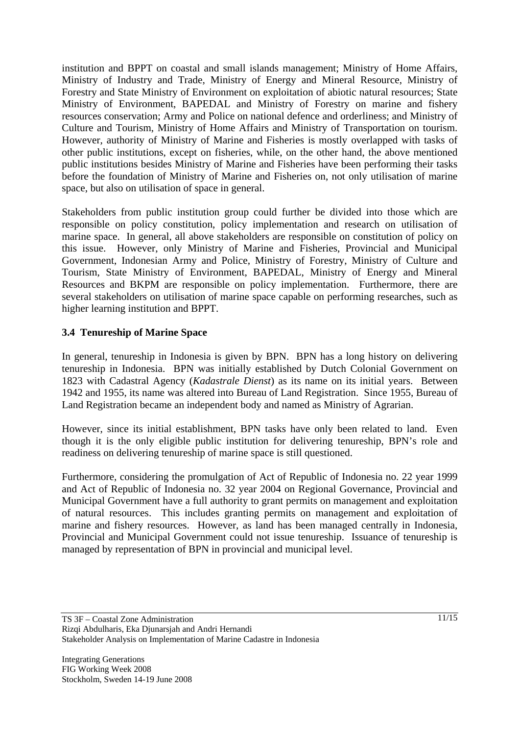institution and BPPT on coastal and small islands management; Ministry of Home Affairs, Ministry of Industry and Trade, Ministry of Energy and Mineral Resource, Ministry of Forestry and State Ministry of Environment on exploitation of abiotic natural resources; State Ministry of Environment, BAPEDAL and Ministry of Forestry on marine and fishery resources conservation; Army and Police on national defence and orderliness; and Ministry of Culture and Tourism, Ministry of Home Affairs and Ministry of Transportation on tourism. However, authority of Ministry of Marine and Fisheries is mostly overlapped with tasks of other public institutions, except on fisheries, while, on the other hand, the above mentioned public institutions besides Ministry of Marine and Fisheries have been performing their tasks before the foundation of Ministry of Marine and Fisheries on, not only utilisation of marine space, but also on utilisation of space in general.

Stakeholders from public institution group could further be divided into those which are responsible on policy constitution, policy implementation and research on utilisation of marine space. In general, all above stakeholders are responsible on constitution of policy on this issue. However, only Ministry of Marine and Fisheries, Provincial and Municipal Government, Indonesian Army and Police, Ministry of Forestry, Ministry of Culture and Tourism, State Ministry of Environment, BAPEDAL, Ministry of Energy and Mineral Resources and BKPM are responsible on policy implementation. Furthermore, there are several stakeholders on utilisation of marine space capable on performing researches, such as higher learning institution and BPPT.

### 3.4 Tenureship of Marine Space

In general, tenureship in Indonesia is given by BPN. BPN has a long history on delivering tenureship in Indonesia. BPN was initially established by Dutch Colonial Government on 1823 with Cadastral Agency (*Kadastrale Dienst*) as its name on its initial years. Between 1942 and 1955, its name was altered into Bureau of Land Registration. Since 1955, Bureau of Land Registration became an independent body and named as Ministry of Agrarian.

However, since its initial establishment, BPN tasks have only been related to land. Even though it is the only eligible public institution for delivering tenureship, BPN's role and readiness on delivering tenureship of marine space is still questioned.

Furthermore, considering the promulgation of Act of Republic of Indonesia no. 22 year 1999 and Act of Republic of Indonesia no. 32 year 2004 on Regional Governance, Provincial and Municipal Government have a full authority to grant permits on management and exploitation of natural resources. This includes granting permits on management and exploitation of marine and fishery resources. However, as land has been managed centrally in Indonesia, Provincial and Municipal Government could not issue tenureship. Issuance of tenureship is managed by representation of BPN in provincial and municipal level.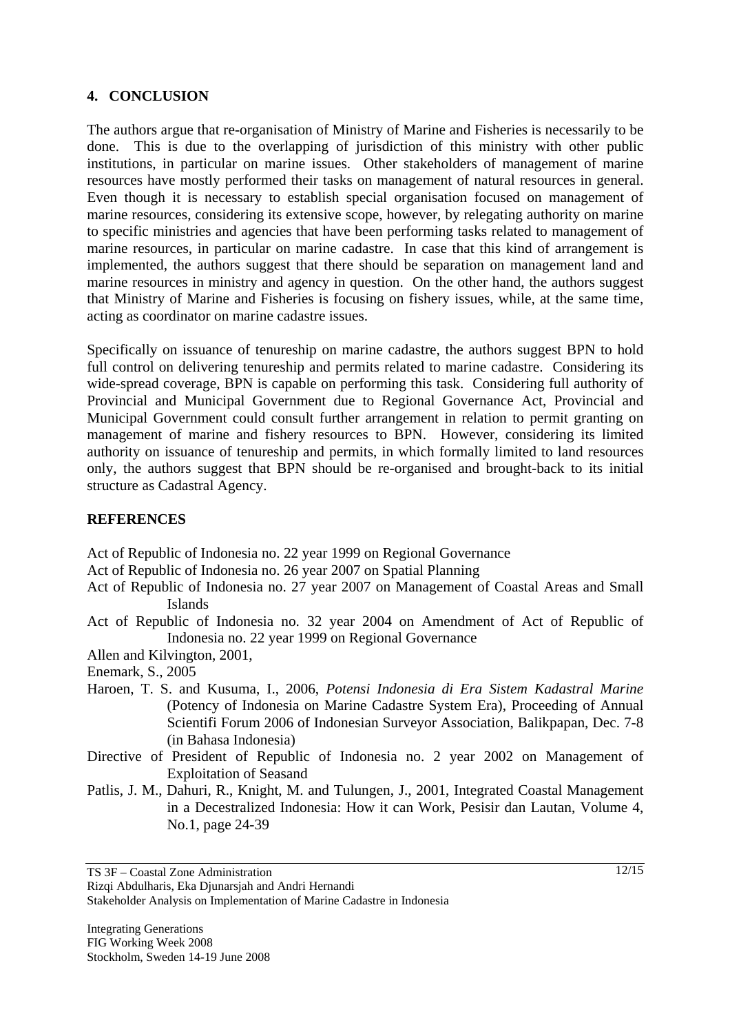## 4. CONCLUSION

The authors argue that re-organisation of Ministry of Marine and Fisheries is necessarily to be done. This is due to the overlapping of jurisdiction of this ministry with other public institutions, in particular on marine issues. Other stakeholders of management of marine resources have mostly performed their tasks on management of natural resources in general. Even though it is necessary to establish special organisation focused on management of marine resources, considering its extensive scope, however, by relegating authority on marine to specific ministries and agencies that have been performing tasks related to management of marine resources, in particular on marine cadastre. In case that this kind of arrangement is implemented, the authors suggest that there should be separation on management land and marine resources in ministry and agency in question. On the other hand, the authors suggest that Ministry of Marine and Fisheries is focusing on fishery issues, while, at the same time, acting as coordinator on marine cadastre issues.

Specifically on issuance of tenureship on marine cadastre, the authors suggest BPN to hold full control on delivering tenureship and permits related to marine cadastre. Considering its wide-spread coverage, BPN is capable on performing this task. Considering full authority of Provincial and Municipal Government due to Regional Governance Act, Provincial and Municipal Government could consult further arrangement in relation to permit granting on management of marine and fishery resources to BPN. However, considering its limited authority on issuance of tenureship and permits, in which formally limited to land resources only, the authors suggest that BPN should be re-organised and brought-back to its initial structure as Cadastral Agency.

## REFERENCES

Act of Republic of Indonesia no. 22 year 1999 on Regional Governance

Act of Republic of Indonesia no. 26 year 2007 on Spatial Planning

Act of Republic of Indonesia no. 27 year 2007 on Management of Coastal Areas and Small Islands

Act of Republic of Indonesia no. 32 year 2004 on Amendment of Act of Republic of Indonesia no. 22 year 1999 on Regional Governance

Allen and Kilvington, 2001,

Enemark, S., 2005

Haroen, T. S. and Kusuma, I., 2006, *Potensi Indonesia di Era Sistem Kadastral Marine* (Potency of Indonesia on Marine Cadastre System Era), Proceeding of Annual Scientifi Forum 2006 of Indonesian Surveyor Association, Balikpapan, Dec. 7-8 (in Bahasa Indonesia)

Directive of President of Republic of Indonesia no. 2 year 2002 on Management of Exploitation of Seasand

Patlis, J. M., Dahuri, R., Knight, M. and Tulungen, J., 2001, Integrated Coastal Management in a Decestralized Indonesia: How it can Work, Pesisir dan Lautan, Volume 4, No.1, page 24-39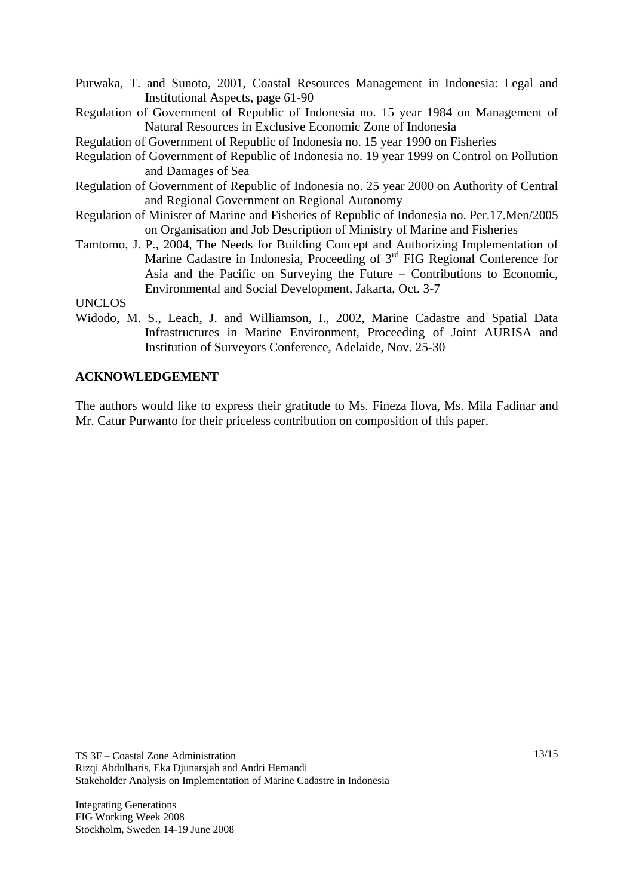Purwaka, T. and Sunoto, 2001, Coastal Resources Management in Indonesia: Legal and Institutional Aspects, page 61-90

Regulation of Government of Republic of Indonesia no. 15 year 1984 on Management of Natural Resources in Exclusive Economic Zone of Indonesia

Regulation of Government of Republic of Indonesia no. 15 year 1990 on Fisheries

Regulation of Government of Republic of Indonesia no. 19 year 1999 on Control on Pollution and Damages of Sea

Regulation of Government of Republic of Indonesia no. 25 year 2000 on Authority of Central and Regional Government on Regional Autonomy

Regulation of Minister of Marine and Fisheries of Republic of Indonesia no. Per.17.Men/2005 on Organisation and Job Description of Ministry of Marine and Fisheries

Tamtomo, J. P., 2004, The Needs for Building Concept and Authorizing Implementation of Marine Cadastre in Indonesia, Proceeding of 3rd FIG Regional Conference for Asia and the Pacific on Surveying the Future – Contributions to Economic, Environmental and Social Development, Jakarta, Oct. 3-7

UNCLOS

Widodo, M. S., Leach, J. and Williamson, I., 2002, Marine Cadastre and Spatial Data Infrastructures in Marine Environment, Proceeding of Joint AURISA and Institution of Surveyors Conference, Adelaide, Nov. 25-30

## ACKNOWLEDGEMENT

The authors would like to express their gratitude to Ms. Fineza Ilova, Ms. Mila Fadinar and Mr. Catur Purwanto for their priceless contribution on composition of this paper.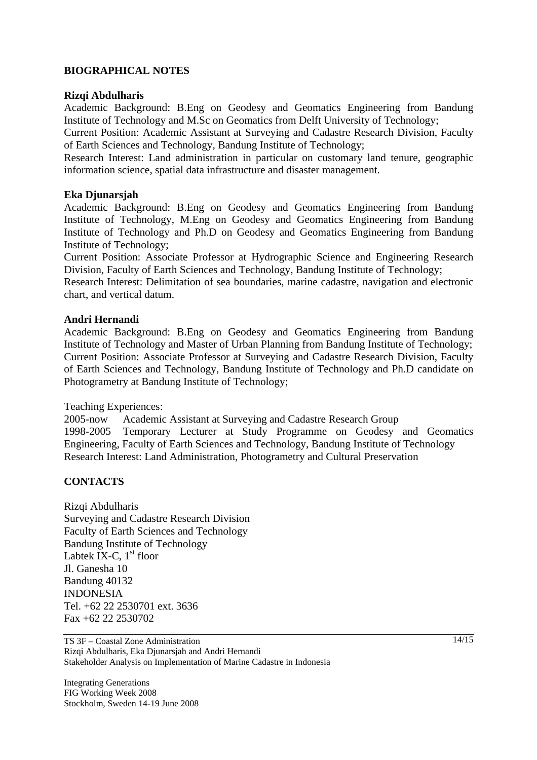## BIOGRAPHICAL NOTES

### Rizqi Abdulharis

Academic Background: B.Eng on Geodesy and Geomatics Engineering from Bandung Institute of Technology and M.Sc on Geomatics from Delft University of Technology;
Current Position: Academic Assistant at Surveying and Cadastre Research Division, Faculty of Earth Sciences and Technology, Bandung Institute of Technology;
Research Interest: Land administration in particular on customary land tenure, geographic information science, spatial data infrastructure and disaster management.

### Eka Djunarsjah

Academic Background: B.Eng on Geodesy and Geomatics Engineering from Bandung Institute of Technology, M.Eng on Geodesy and Geomatics Engineering from Bandung Institute of Technology and Ph.D on Geodesy and Geomatics Engineering from Bandung Institute of Technology;
Current Position: Associate Professor at Hydrographic Science and Engineering Research Division, Faculty of Earth Sciences and Technology, Bandung Institute of Technology;
Research Interest: Delimitation of sea boundaries, marine cadastre, navigation and electronic chart, and vertical datum.

### Andri Hernandi

Academic Background: B.Eng on Geodesy and Geomatics Engineering from Bandung Institute of Technology and Master of Urban Planning from Bandung Institute of Technology;
Current Position: Associate Professor at Surveying and Cadastre Research Division, Faculty of Earth Sciences and Technology, Bandung Institute of Technology and Ph.D candidate on Photogrametry at Bandung Institute of Technology;

Teaching Experiences:
2005-now Academic Assistant at Surveying and Cadastre Research Group
1998-2005 Temporary Lecturer at Study Programme on Geodesy and Geomatics Engineering, Faculty of Earth Sciences and Technology, Bandung Institute of Technology
Research Interest: Land Administration, Photogrametry and Cultural Preservation

## CONTACTS

Rizqi Abdulharis
Surveying and Cadastre Research Division
Faculty of Earth Sciences and Technology
Bandung Institute of Technology
Labtek IX-C, 1st floor
Jl. Ganesha 10
Bandung 40132
INDONESIA
Tel. +62 22 2530701 ext. 3636
Fax +62 22 2530702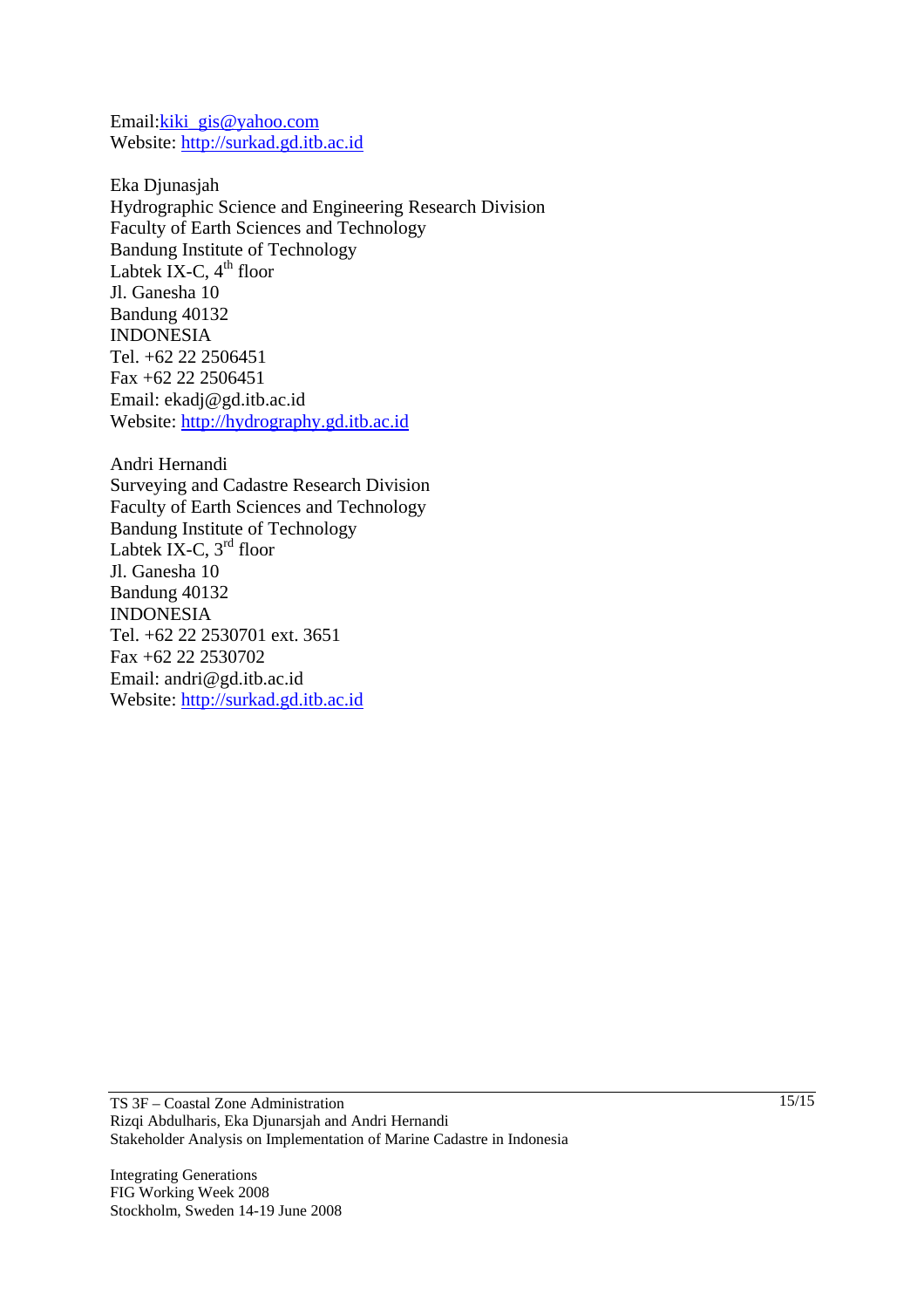Email:kiki_gis@yahoo.com
Website: http://surkad.gd.itb.ac.id

Eka Djunasjah
Hydrographic Science and Engineering Research Division
Faculty of Earth Sciences and Technology
Bandung Institute of Technology
Labtek IX-C, 4th floor
Jl. Ganesha 10
Bandung 40132
INDONESIA
Tel. +62 22 2506451
Fax +62 22 2506451
Email: ekadj@gd.itb.ac.id
Website: http://hydrography.gd.itb.ac.id

Andri Hernandi
Surveying and Cadastre Research Division
Faculty of Earth Sciences and Technology
Bandung Institute of Technology
Labtek IX-C, 3rd floor
Jl. Ganesha 10
Bandung 40132
INDONESIA
Tel. +62 22 2530701 ext. 3651
Fax +62 22 2530702
Email: andri@gd.itb.ac.id
Website: http://surkad.gd.itb.ac.id